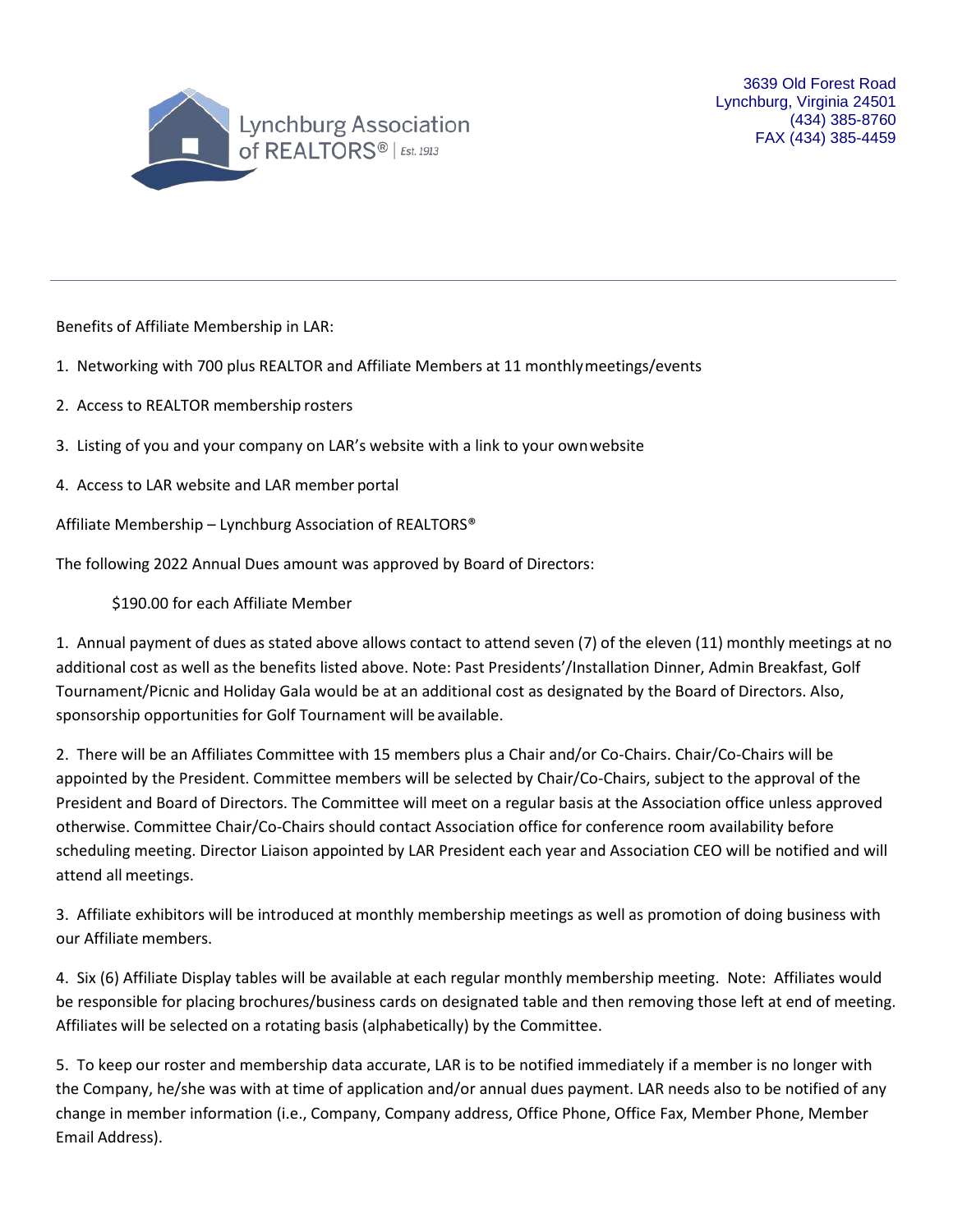Lynchburg Association of REALTORS® | Est. 1913

3639 Old Forest Road
Lynchburg, Virginia 24501
(434) 385-8760
FAX (434) 385-4459

---

Benefits of Affiliate Membership in LAR:

1. Networking with 700 plus REALTOR and Affiliate Members at 11 monthly meetings/events
2. Access to REALTOR membership rosters
3. Listing of you and your company on LAR's website with a link to your own website
4. Access to LAR website and LAR member portal

Affiliate Membership – Lynchburg Association of REALTORS®

The following 2022 Annual Dues amount was approved by Board of Directors:

$190.00 for each Affiliate Member

1. Annual payment of dues as stated above allows contact to attend seven (7) of the eleven (11) monthly meetings at no additional cost as well as the benefits listed above. Note: Past Presidents'/Installation Dinner, Admin Breakfast, Golf Tournament/Picnic and Holiday Gala would be at an additional cost as designated by the Board of Directors. Also, sponsorship opportunities for Golf Tournament will be available.

2. There will be an Affiliates Committee with 15 members plus a Chair and/or Co-Chairs. Chair/Co-Chairs will be appointed by the President. Committee members will be selected by Chair/Co-Chairs, subject to the approval of the President and Board of Directors. The Committee will meet on a regular basis at the Association office unless approved otherwise. Committee Chair/Co-Chairs should contact Association office for conference room availability before scheduling meeting. Director Liaison appointed by LAR President each year and Association CEO will be notified and will attend all meetings.

3. Affiliate exhibitors will be introduced at monthly membership meetings as well as promotion of doing business with our Affiliate members.

4. Six (6) Affiliate Display tables will be available at each regular monthly membership meeting. Note: Affiliates would be responsible for placing brochures/business cards on designated table and then removing those left at end of meeting. Affiliates will be selected on a rotating basis (alphabetically) by the Committee.

5. To keep our roster and membership data accurate, LAR is to be notified immediately if a member is no longer with the Company, he/she was with at time of application and/or annual dues payment. LAR needs also to be notified of any change in member information (i.e., Company, Company address, Office Phone, Office Fax, Member Phone, Member Email Address).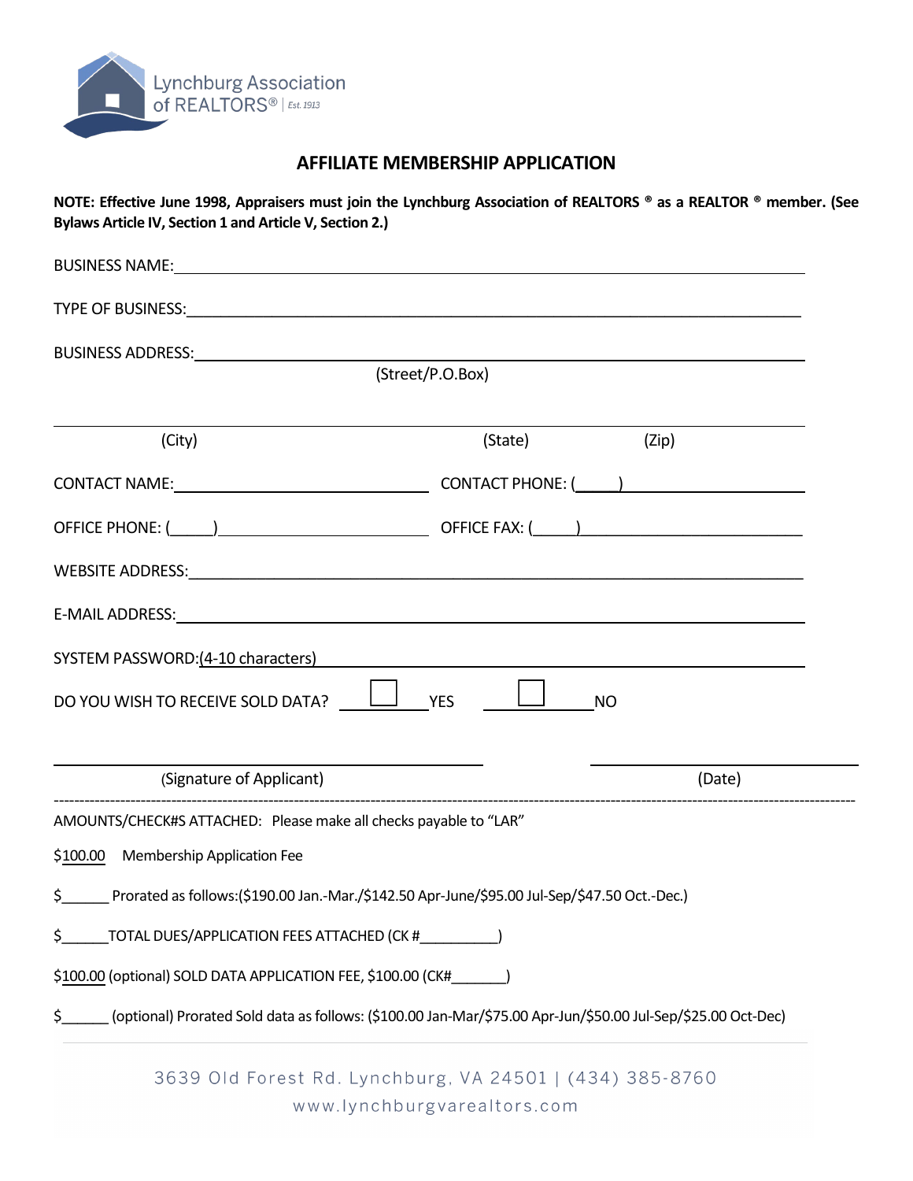Lynchburg Association of REALTORS® | Est. 1913

## AFFILIATE MEMBERSHIP APPLICATION

**NOTE: Effective June 1998, Appraisers must join the Lynchburg Association of REALTORS ® as a REALTOR ® member. (See Bylaws Article IV, Section 1 and Article V, Section 2.)**

BUSINESS NAME: ______________________________________________

TYPE OF BUSINESS: ______________________________________________

BUSINESS ADDRESS: ______________________________________________
(Street/P.O.Box)

______________________________________________
(City) (State) (Zip)

CONTACT NAME: ____________________ CONTACT PHONE: (_____) ____________________

OFFICE PHONE: (_____) ____________________ OFFICE FAX: (_____) ____________________

WEBSITE ADDRESS: ______________________________________________

E-MAIL ADDRESS: ______________________________________________

SYSTEM PASSWORD: (4-10 characters) ______________________________________________

DO YOU WISH TO RECEIVE SOLD DATA? ☐ YES ☐ NO

______________________________ (Signature of Applicant) ____________________ (Date)

---

AMOUNTS/CHECK#S ATTACHED: Please make all checks payable to "LAR"

$100.00 Membership Application Fee

$______ Prorated as follows:($190.00 Jan.-Mar./$142.50 Apr-June/$95.00 Jul-Sep/$47.50 Oct.-Dec.)

$______ TOTAL DUES/APPLICATION FEES ATTACHED (CK #__________)

$100.00 (optional) SOLD DATA APPLICATION FEE, $100.00 (CK#_______)

$______ (optional) Prorated Sold data as follows: ($100.00 Jan-Mar/$75.00 Apr-Jun/$50.00 Jul-Sep/$25.00 Oct-Dec)

3639 Old Forest Rd. Lynchburg, VA 24501 | (434) 385-8760
www.lynchburgvarealtors.com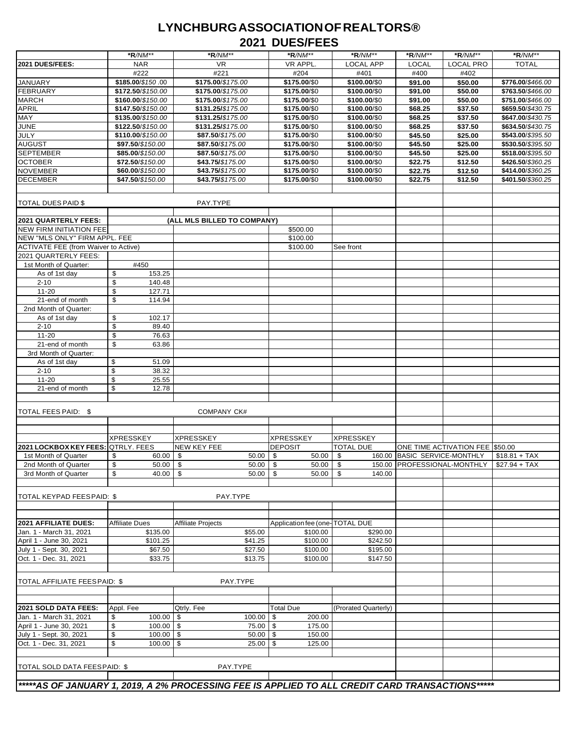# LYNCHBURG ASSOCIATION OF REALTORS®

## 2021 DUES/FEES

| | \*R/NM\*\* | \*R/NM\*\* | \*R/NM\*\* | \*R/NM\*\* | \*R/NM\*\* | \*R/NM\*\* | \*R/NM\*\* |
|---|---|---|---|---|---|---|---|
| **2021 DUES/FEES:** | NAR | VR | VR APPL. | LOCAL APP | LOCAL | LOCAL PRO | TOTAL |
| | #222 | #221 | #204 | #401 | #400 | #402 | |
| JANUARY | **$185.00**/*$150.00* | **$175.00**/*$175.00* | **$175.00**/$0 | **$100.00**/$0 | **$91.00** | **$50.00** | **$776.00**/*$466.00* |
| FEBRUARY | **$172.50**/*$150.00* | **$175.00**/*$175.00* | **$175.00**/$0 | **$100.00**/$0 | **$91.00** | **$50.00** | **$763.50**/*$466.00* |
| MARCH | **$160.00**/*$150.00* | **$175.00**/*$175.00* | **$175.00**/$0 | **$100.00**/$0 | **$91.00** | **$50.00** | **$751.00**/*$466.00* |
| APRIL | **$147.50**/*$150.00* | **$131.25**/*$175.00* | **$175.00**/$0 | **$100.00**/$0 | **$68.25** | **$37.50** | **$659.50**/*$430.75* |
| MAY | **$135.00**/*$150.00* | **$131.25**/*$175.00* | **$175.00**/$0 | **$100.00**/$0 | **$68.25** | **$37.50** | **$647.00**/*$430.75* |
| JUNE | **$122.50**/*$150.00* | **$131.25**/*$175.00* | **$175.00**/$0 | **$100.00**/$0 | **$68.25** | **$37.50** | **$634.50**/*$430.75* |
| JULY | **$110.00**/*$150.00* | **$87.50**/*$175.00* | **$175.00**/$0 | **$100.00**/$0 | **$45.50** | **$25.00** | **$543.00**/*$395.50* |
| AUGUST | **$97.50**/*$150.00* | **$87.50**/*$175.00* | **$175.00**/$0 | **$100.00**/$0 | **$45.50** | **$25.00** | **$530.50**/*$395.50* |
| SEPTEMBER | **$85.00**/*$150.00* | **$87.50**/*$175.00* | **$175.00**/$0 | **$100.00**/$0 | **$45.50** | **$25.00** | **$518.00**/*$395.50* |
| OCTOBER | **$72.50**/*$150.00* | **$43.75**/*$175.00* | **$175.00**/$0 | **$100.00**/$0 | **$22.75** | **$12.50** | **$426.50**/*$360.25* |
| NOVEMBER | **$60.00**/*$150.00* | **$43.75**/*$175.00* | **$175.00**/$0 | **$100.00**/$0 | **$22.75** | **$12.50** | **$414.00**/*$360.25* |
| DECEMBER | **$47.50**/*$150.00* | **$43.75**/*$175.00* | **$175.00**/$0 | **$100.00**/$0 | **$22.75** | **$12.50** | **$401.50**/*$360.25* |
| | | | | | | | |
| TOTAL DUES PAID $ | | PAY.TYPE | | | | | |

| **2021 QUARTERLY FEES:** | | **(ALL MLS BILLED TO COMPANY)** | | |
|---|---|---|---|---|
| NEW FIRM INITIATION FEE | | | $500.00 | |
| NEW "MLS ONLY" FIRM APPL. FEE | | | $100.00 | |
| ACTIVATE FEE (from Waiver to Active) | | | $100.00 | See front |
| 2021 QUARTERLY FEES: | | | | |
| 1st Month of Quarter: | #450 | | | |
| As of 1st day | $ 153.25 | | | |
| 2-10 | $ 140.48 | | | |
| 11-20 | $ 127.71 | | | |
| 21-end of month | $ 114.94 | | | |
| 2nd Month of Quarter: | | | | |
| As of 1st day | $ 102.17 | | | |
| 2-10 | $ 89.40 | | | |
| 11-20 | $ 76.63 | | | |
| 21-end of month | $ 63.86 | | | |
| 3rd Month of Quarter: | | | | |
| As of 1st day | $ 51.09 | | | |
| 2-10 | $ 38.32 | | | |
| 11-20 | $ 25.55 | | | |
| 21-end of month | $ 12.78 | | | |
| | | | | |
| TOTAL FEES PAID: $ | | COMPANY CK# | | |

| | XPRESSKEY | XPRESSKEY | XPRESSKEY | XPRESSKEY | | | |
|---|---|---|---|---|---|---|---|
| **2021 LOCKBOX KEY FEES:** | QTRLY. FEES | NEW KEY FEE | DEPOSIT | TOTAL DUE | ONE TIME ACTIVATION FEE | | $50.00 |
| 1st Month of Quarter | $ 60.00 | $ 50.00 | $ 50.00 | $ 160.00 | BASIC SERVICE-MONTHLY | | $18.81 + TAX |
| 2nd Month of Quarter | $ 50.00 | $ 50.00 | $ 50.00 | $ 150.00 | PROFESSIONAL-MONTHLY | | $27.94 + TAX |
| 3rd Month of Quarter | $ 40.00 | $ 50.00 | $ 50.00 | $ 140.00 | | | |
| | | | | | | | |
| TOTAL KEYPAD FEES PAID: $ | | PAY.TYPE | | | | | |

| **2021 AFFILIATE DUES:** | Affiliate Dues | Affiliate Projects | Application fee (one- | TOTAL DUE |
|---|---|---|---|---|
| Jan. 1 - March 31, 2021 | $135.00 | $55.00 | $100.00 | $290.00 |
| April 1 - June 30, 2021 | $101.25 | $41.25 | $100.00 | $242.50 |
| July 1 - Sept. 30, 2021 | $67.50 | $27.50 | $100.00 | $195.00 |
| Oct. 1 - Dec. 31, 2021 | $33.75 | $13.75 | $100.00 | $147.50 |
| | | | | |
| TOTAL AFFILIATE FEES PAID: $ | | PAY.TYPE | | |

| **2021 SOLD DATA FEES:** | Appl. Fee | Qtrly. Fee | Total Due | (Prorated Quarterly) |
|---|---|---|---|---|
| Jan. 1 - March 31, 2021 | $ 100.00 | $ 100.00 | $ 200.00 | |
| April 1 - June 30, 2021 | $ 100.00 | $ 75.00 | $ 175.00 | |
| July 1 - Sept. 30, 2021 | $ 100.00 | $ 50.00 | $ 150.00 | |
| Oct. 1 - Dec. 31, 2021 | $ 100.00 | $ 25.00 | $ 125.00 | |
| | | | | |
| TOTAL SOLD DATA FEES PAID: $ | | PAY.TYPE | | |

***\*\*\*\*\*AS OF JANUARY 1, 2019, A 2% PROCESSING FEE IS APPLIED TO ALL CREDIT CARD TRANSACTIONS\*\*\*\*\****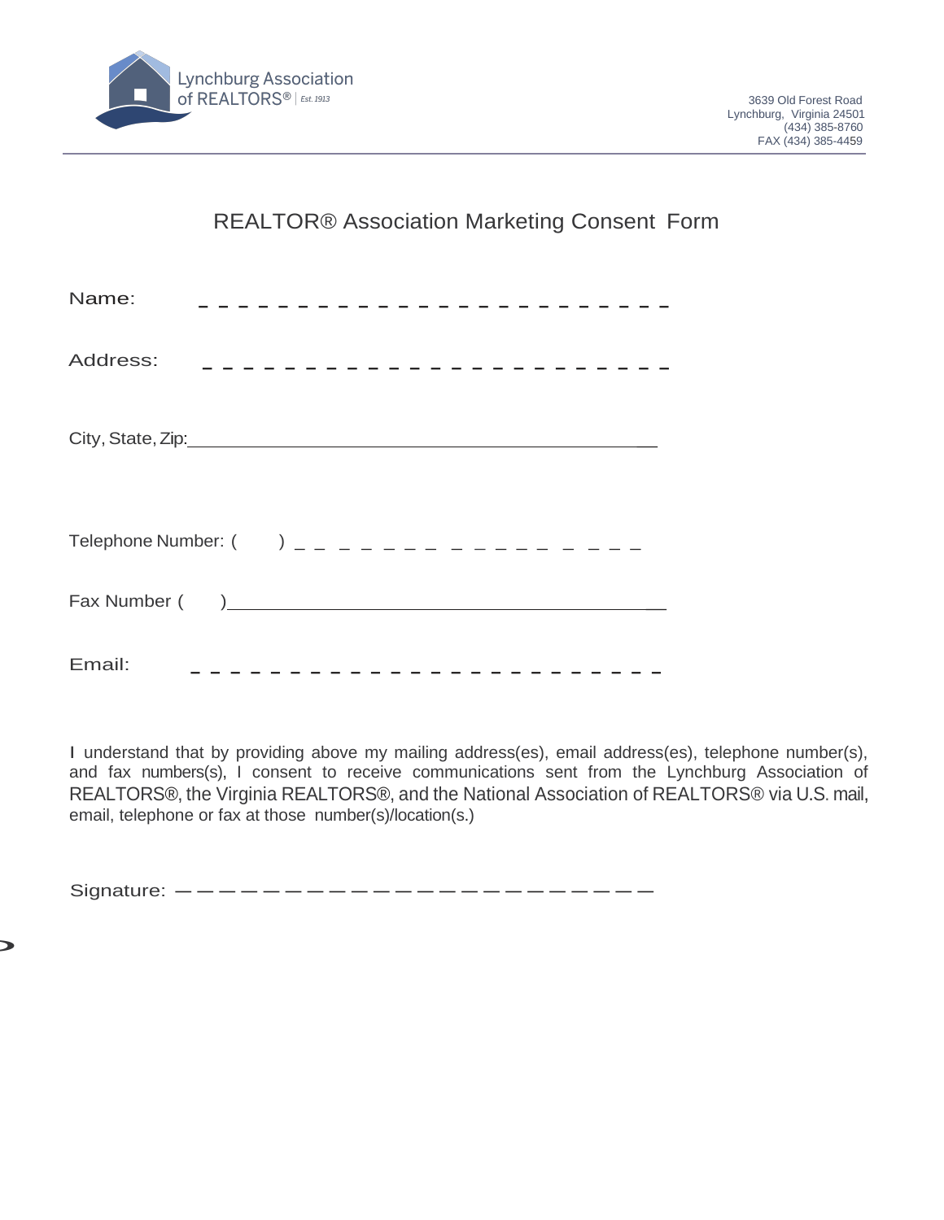Lynchburg Association of REALTORS® | Est. 1913

3639 Old Forest Road
Lynchburg, Virginia 24501
(434) 385-8760
FAX (434) 385-4459

# REALTOR® Association Marketing Consent Form

Name: _ _ _ _ _ _ _ _ _ _ _ _ _ _ _ _ _ _ _ _ _ _ _ _ _

Address: _ _ _ _ _ _ _ _ _ _ _ _ _ _ _ _ _ _ _ _ _ _ _ _

City, State, Zip:_______________________________________________

Telephone Number: (      ) _ _ _ _ _ _ _ _ _ _ _ _ _ _ _ _ _ _

Fax Number (      )_______________________________________________

Email: _ _ _ _ _ _ _ _ _ _ _ _ _ _ _ _ _ _ _ _ _ _ _ _ _ _

I understand that by providing above my mailing address(es), email address(es), telephone number(s), and fax numbers(s), I consent to receive communications sent from the Lynchburg Association of REALTORS®, the Virginia REALTORS®, and the National Association of REALTORS® via U.S. mail, email, telephone or fax at those number(s)/location(s.)

Signature: ________________________________________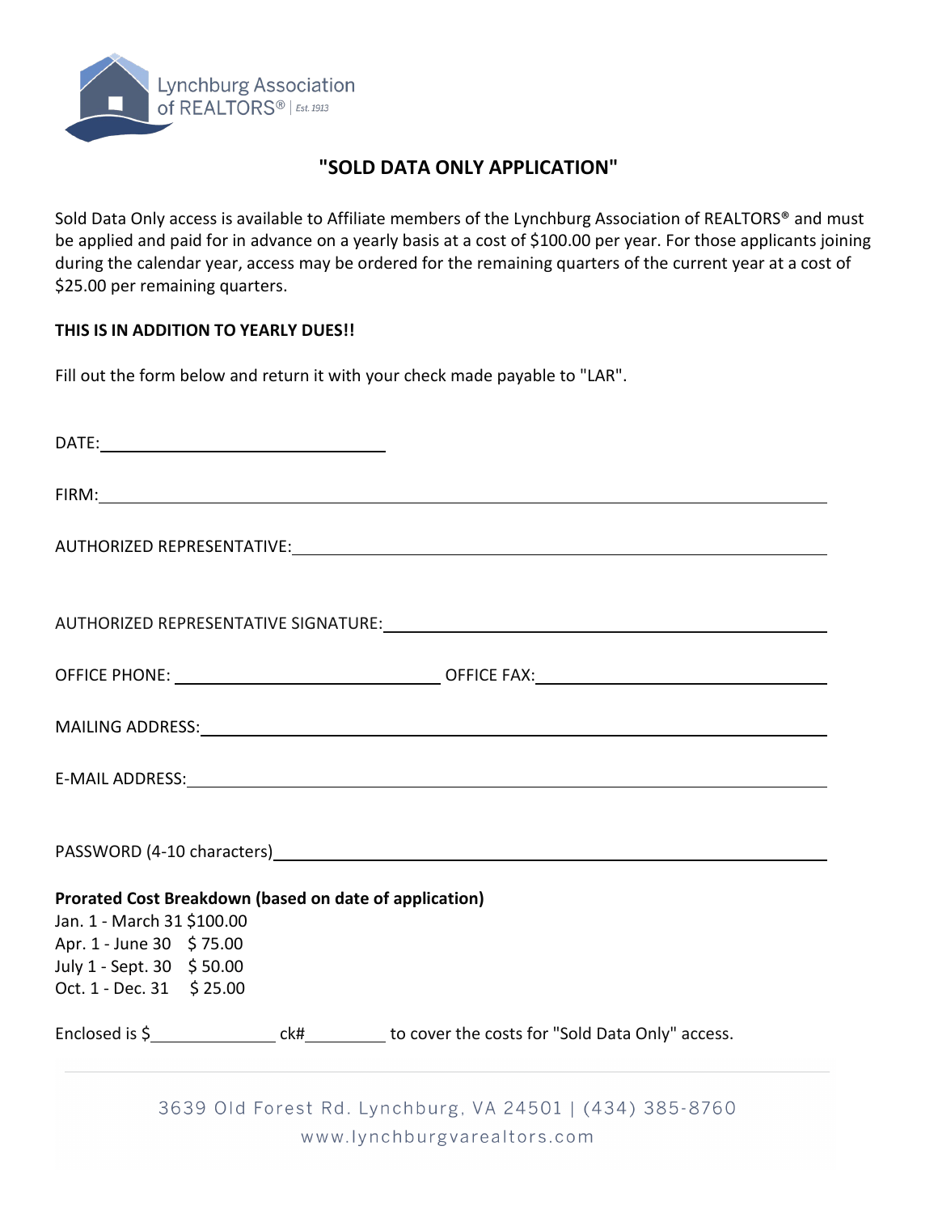Lynchburg Association of REALTORS® | Est. 1913

# "SOLD DATA ONLY APPLICATION"

Sold Data Only access is available to Affiliate members of the Lynchburg Association of REALTORS® and must be applied and paid for in advance on a yearly basis at a cost of $100.00 per year. For those applicants joining during the calendar year, access may be ordered for the remaining quarters of the current year at a cost of $25.00 per remaining quarters.

**THIS IS IN ADDITION TO YEARLY DUES!!**

Fill out the form below and return it with your check made payable to "LAR".

DATE: ______________________________

FIRM: ______________________________

AUTHORIZED REPRESENTATIVE: ______________________________

AUTHORIZED REPRESENTATIVE SIGNATURE: ______________________________

OFFICE PHONE: ______________________________ OFFICE FAX: ______________________________

MAILING ADDRESS: ______________________________

E-MAIL ADDRESS: ______________________________

PASSWORD (4-10 characters) ______________________________

**Prorated Cost Breakdown (based on date of application)**

Jan. 1 - March 31 $100.00
Apr. 1 - June 30 $ 75.00
July 1 - Sept. 30 $ 50.00
Oct. 1 - Dec. 31 $ 25.00

Enclosed is $______________ ck#__________ to cover the costs for "Sold Data Only" access.

3639 Old Forest Rd. Lynchburg, VA 24501 | (434) 385-8760
www.lynchburgvarealtors.com